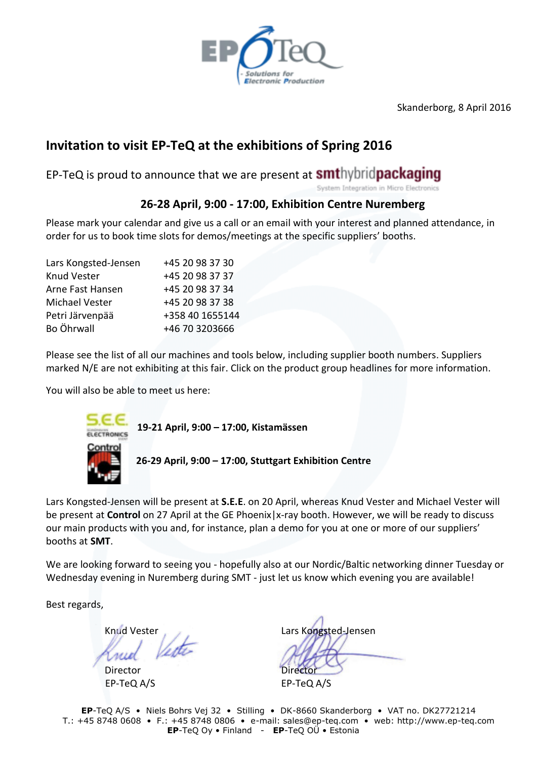EP-TeQ - Solutions for Electronic Production

Skanderborg, 8 April 2016

## Invitation to visit EP-TeQ at the exhibitions of Spring 2016

EP-TeQ is proud to announce that we are present at **smt**hybrid**packaging** System Integration in Micro Electronics

### 26-28 April, 9:00 - 17:00, Exhibition Centre Nuremberg

Please mark your calendar and give us a call or an email with your interest and planned attendance, in order for us to book time slots for demos/meetings at the specific suppliers' booths.

| | |
|---|---|
| Lars Kongsted-Jensen | +45 20 98 37 30 |
| Knud Vester | +45 20 98 37 37 |
| Arne Fast Hansen | +45 20 98 37 34 |
| Michael Vester | +45 20 98 37 38 |
| Petri Järvenpää | +358 40 1655144 |
| Bo Öhrwall | +46 70 3203666 |

Please see the list of all our machines and tools below, including supplier booth numbers. Suppliers marked N/E are not exhibiting at this fair. Click on the product group headlines for more information.

You will also be able to meet us here:

S.E.E. Scandinavian Electronics Event — **19-21 April, 9:00 – 17:00, Kistamässen**

Control — **26-29 April, 9:00 – 17:00, Stuttgart Exhibition Centre**

Lars Kongsted-Jensen will be present at **S.E.E**. on 20 April, whereas Knud Vester and Michael Vester will be present at **Control** on 27 April at the GE Phoenix|x-ray booth. However, we will be ready to discuss our main products with you and, for instance, plan a demo for you at one or more of our suppliers' booths at **SMT**.

We are looking forward to seeing you - hopefully also at our Nordic/Baltic networking dinner Tuesday or Wednesday evening in Nuremberg during SMT - just let us know which evening you are available!

Best regards,

| | |
|---|---|
| Knud Vester | Lars Kongsted-Jensen |
| Director | Director |
| EP-TeQ A/S | EP-TeQ A/S |

**EP**-TeQ A/S • Niels Bohrs Vej 32 • Stilling • DK-8660 Skanderborg • VAT no. DK27721214
T.: +45 8748 0608 • F.: +45 8748 0806 • e-mail: sales@ep-teq.com • web: http://www.ep-teq.com
**EP**-TeQ Oy • Finland - **EP**-TeQ OÜ • Estonia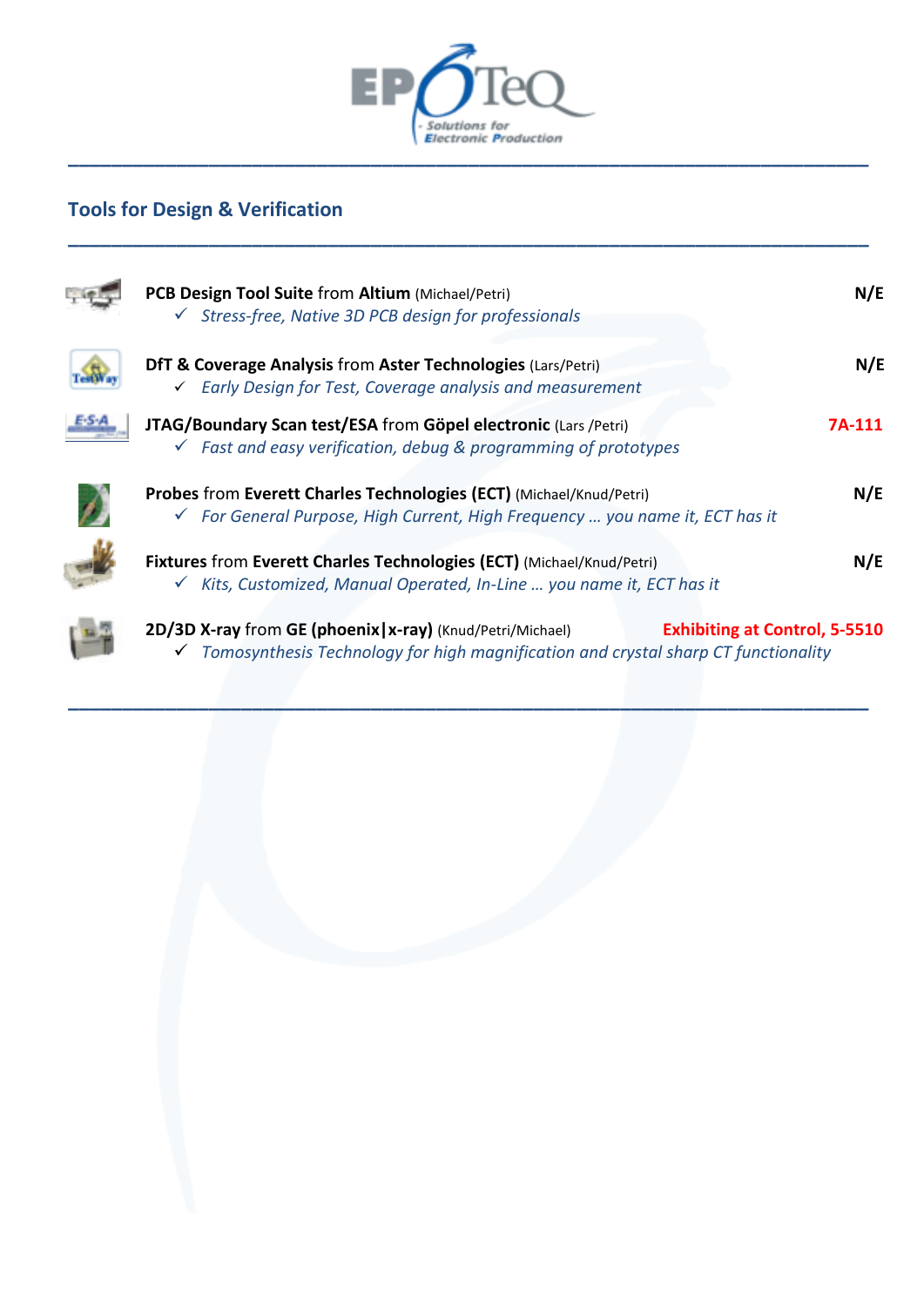## Tools for Design & Verification

**PCB Design Tool Suite** from **Altium** (Michael/Petri) **N/E**

- ✓ *Stress-free, Native 3D PCB design for professionals*

**DfT & Coverage Analysis** from **Aster Technologies** (Lars/Petri) **N/E**

- ✓ *Early Design for Test, Coverage analysis and measurement*

**JTAG/Boundary Scan test/ESA** from **Göpel electronic** (Lars /Petri) **7A-111**

- ✓ *Fast and easy verification, debug & programming of prototypes*

**Probes** from **Everett Charles Technologies (ECT)** (Michael/Knud/Petri) **N/E**

- ✓ *For General Purpose, High Current, High Frequency … you name it, ECT has it*

**Fixtures** from **Everett Charles Technologies (ECT)** (Michael/Knud/Petri) **N/E**

- ✓ *Kits, Customized, Manual Operated, In-Line … you name it, ECT has it*

**2D/3D X-ray** from **GE (phoenix|x-ray)** (Knud/Petri/Michael) **Exhibiting at Control, 5-5510**

- ✓ *Tomosynthesis Technology for high magnification and crystal sharp CT functionality*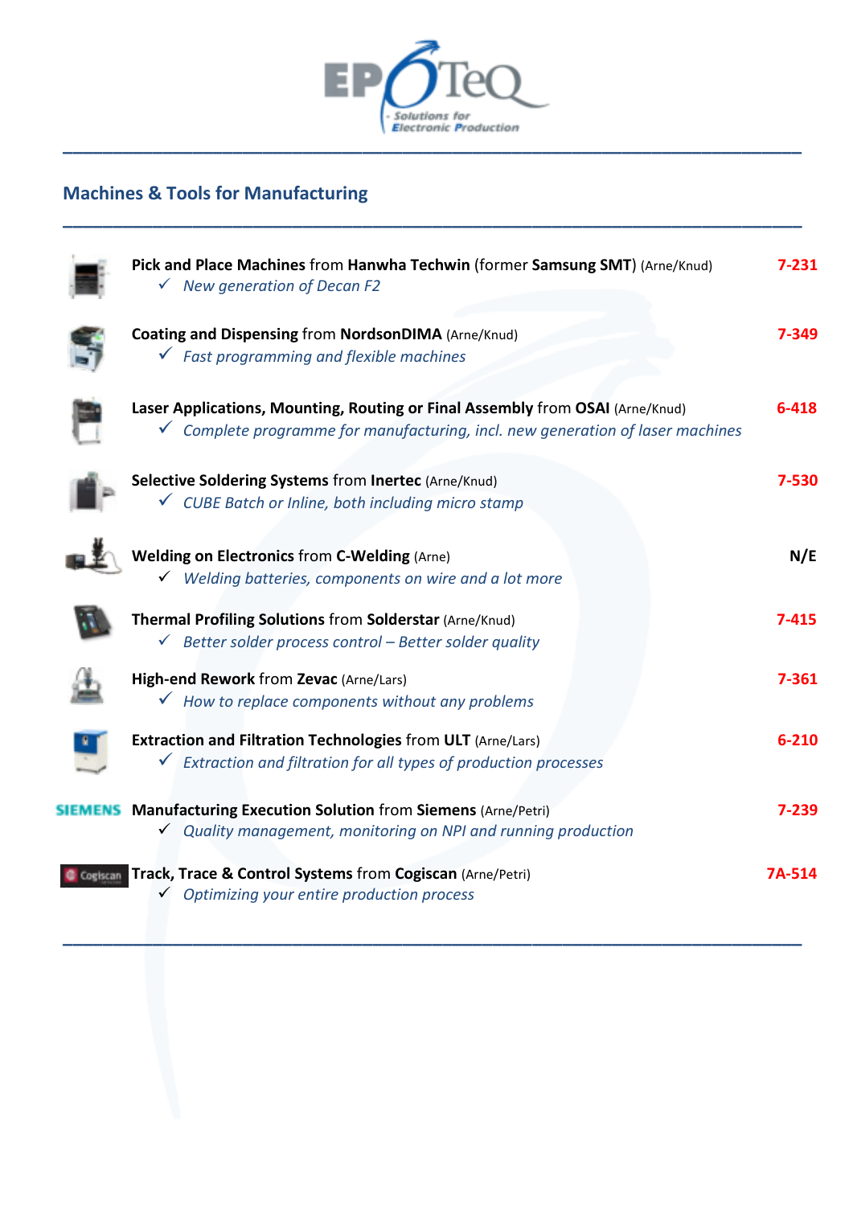## Machines & Tools for Manufacturing

---

**Pick and Place Machines** from **Hanwha Techwin** (former **Samsung SMT**) (Arne/Knud) — **7-231**
- ✓ *New generation of Decan F2*

**Coating and Dispensing** from **NordsonDIMA** (Arne/Knud) — **7-349**
- ✓ *Fast programming and flexible machines*

**Laser Applications, Mounting, Routing or Final Assembly** from **OSAI** (Arne/Knud) — **6-418**
- ✓ *Complete programme for manufacturing, incl. new generation of laser machines*

**Selective Soldering Systems** from **Inertec** (Arne/Knud) — **7-530**
- ✓ *CUBE Batch or Inline, both including micro stamp*

**Welding on Electronics** from **C-Welding** (Arne) — **N/E**
- ✓ *Welding batteries, components on wire and a lot more*

**Thermal Profiling Solutions** from **Solderstar** (Arne/Knud) — **7-415**
- ✓ *Better solder process control – Better solder quality*

**High-end Rework** from **Zevac** (Arne/Lars) — **7-361**
- ✓ *How to replace components without any problems*

**Extraction and Filtration Technologies** from **ULT** (Arne/Lars) — **6-210**
- ✓ *Extraction and filtration for all types of production processes*

SIEMENS **Manufacturing Execution Solution** from **Siemens** (Arne/Petri) — **7-239**
- ✓ *Quality management, monitoring on NPI and running production*

Cogiscan **Track, Trace & Control Systems** from **Cogiscan** (Arne/Petri) — **7A-514**
- ✓ *Optimizing your entire production process*

---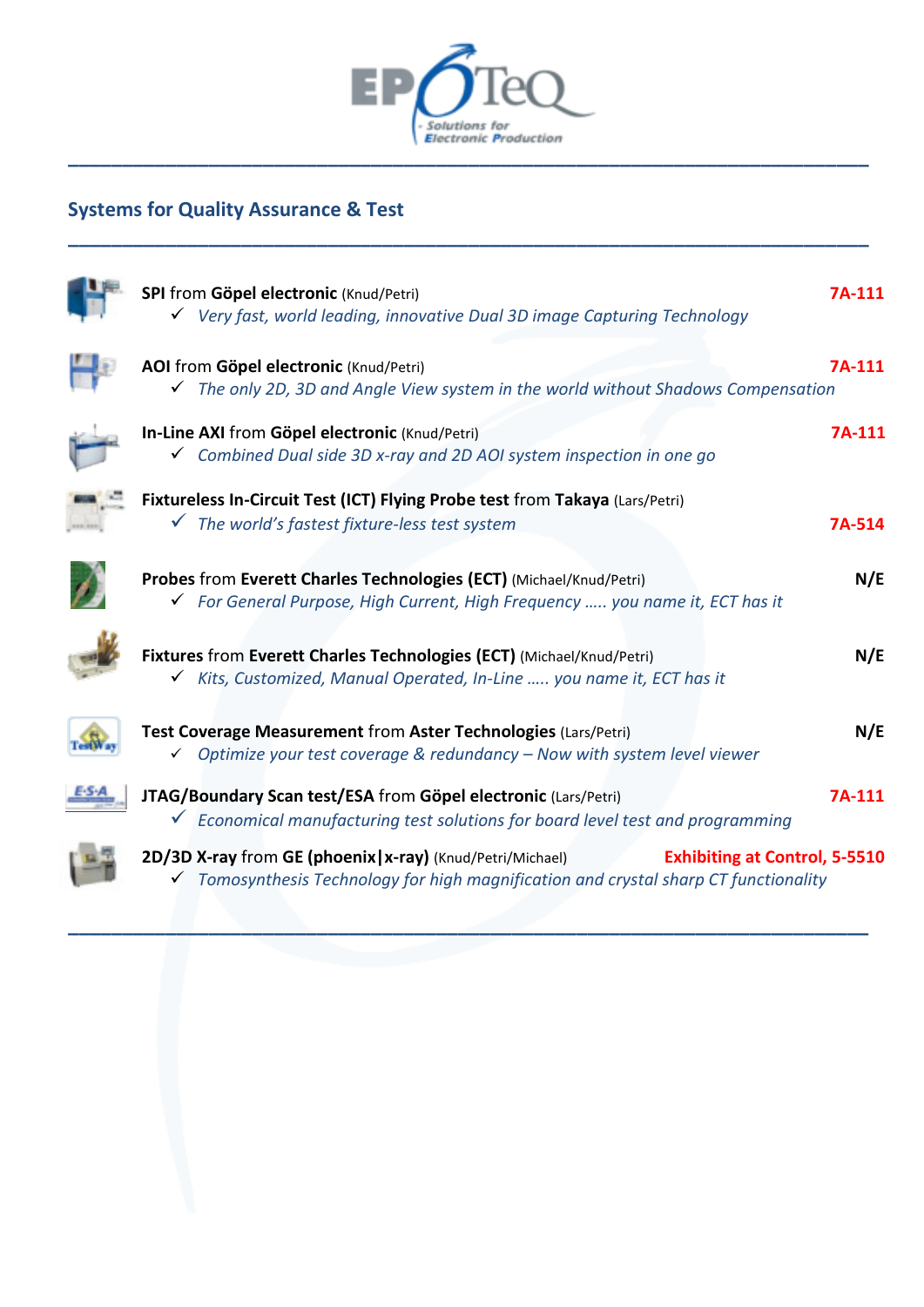## Systems for Quality Assurance & Test

**SPI** from **Göpel electronic** (Knud/Petri) **7A-111**

- ✓ *Very fast, world leading, innovative Dual 3D image Capturing Technology*

**AOI** from **Göpel electronic** (Knud/Petri) **7A-111**

- ✓ *The only 2D, 3D and Angle View system in the world without Shadows Compensation*

**In-Line AXI** from **Göpel electronic** (Knud/Petri) **7A-111**

- ✓ *Combined Dual side 3D x-ray and 2D AOI system inspection in one go*

**Fixtureless In-Circuit Test (ICT) Flying Probe test** from **Takaya** (Lars/Petri)

- ✓ *The world's fastest fixture-less test system* **7A-514**

**Probes** from **Everett Charles Technologies (ECT)** (Michael/Knud/Petri) **N/E**

- ✓ *For General Purpose, High Current, High Frequency ….. you name it, ECT has it*

**Fixtures** from **Everett Charles Technologies (ECT)** (Michael/Knud/Petri) **N/E**

- ✓ *Kits, Customized, Manual Operated, In-Line ….. you name it, ECT has it*

**Test Coverage Measurement** from **Aster Technologies** (Lars/Petri) **N/E**

- ✓ *Optimize your test coverage & redundancy – Now with system level viewer*

**JTAG/Boundary Scan test/ESA** from **Göpel electronic** (Lars/Petri) **7A-111**

- ✓ *Economical manufacturing test solutions for board level test and programming*

**2D/3D X-ray** from **GE (phoenix|x-ray)** (Knud/Petri/Michael) **Exhibiting at Control, 5-5510**

- ✓ *Tomosynthesis Technology for high magnification and crystal sharp CT functionality*